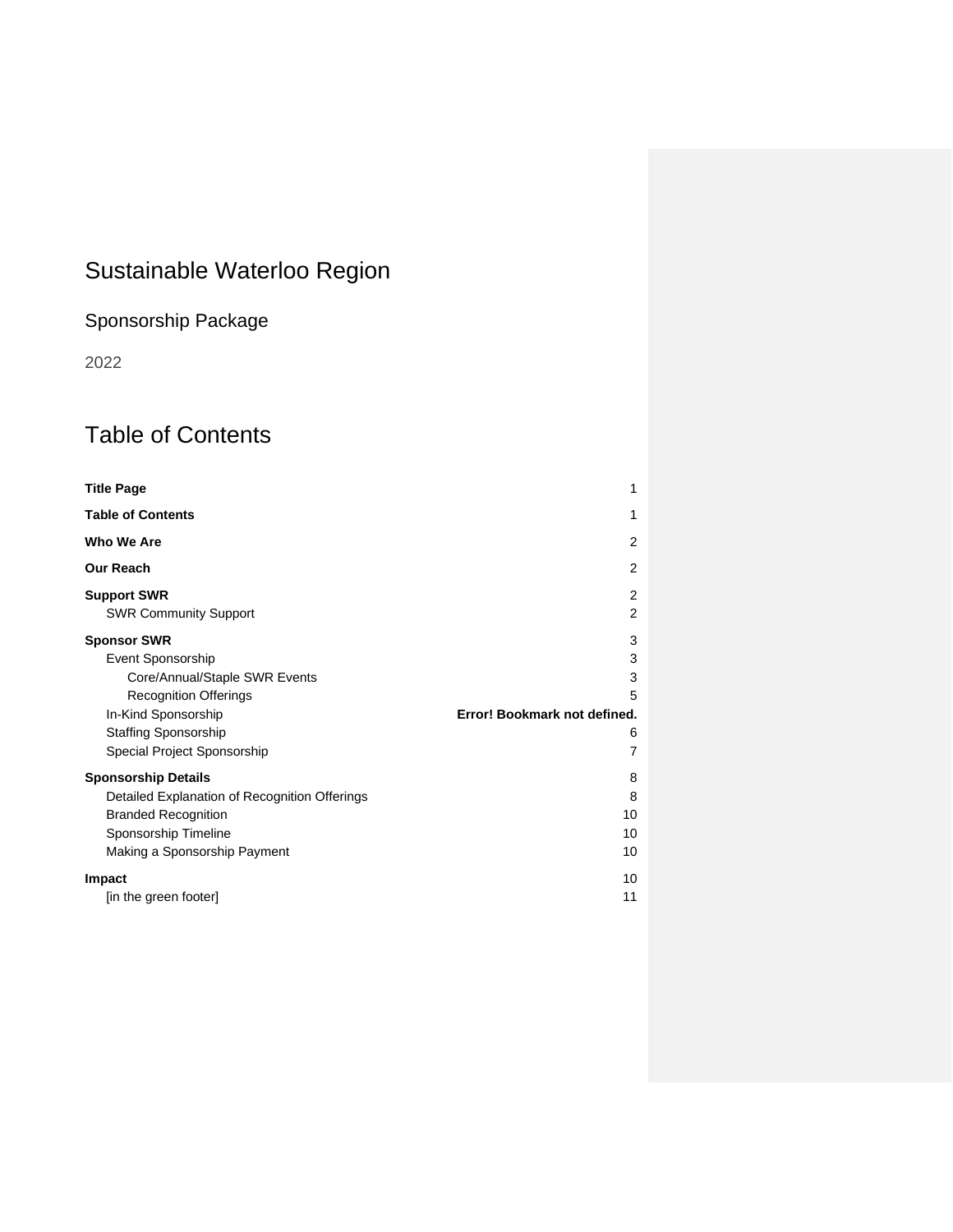# Sustainable Waterloo Region

## Sponsorship Package

2022

# Table of Contents

**Title Page** 1

**Table of Contents** 1

**Who We Are** 2

**Our Reach** 2

**Support SWR** 2

- SWR Community Support 2

**Sponsor SWR** 3

- Event Sponsorship 3
  - Core/Annual/Staple SWR Events 3
  - Recognition Offerings 5
- In-Kind Sponsorship **Error! Bookmark not defined.**
- Staffing Sponsorship 6
- Special Project Sponsorship 7

**Sponsorship Details** 8

- Detailed Explanation of Recognition Offerings 8
- Branded Recognition 10
- Sponsorship Timeline 10
- Making a Sponsorship Payment 10

**Impact** 10

- [in the green footer] 11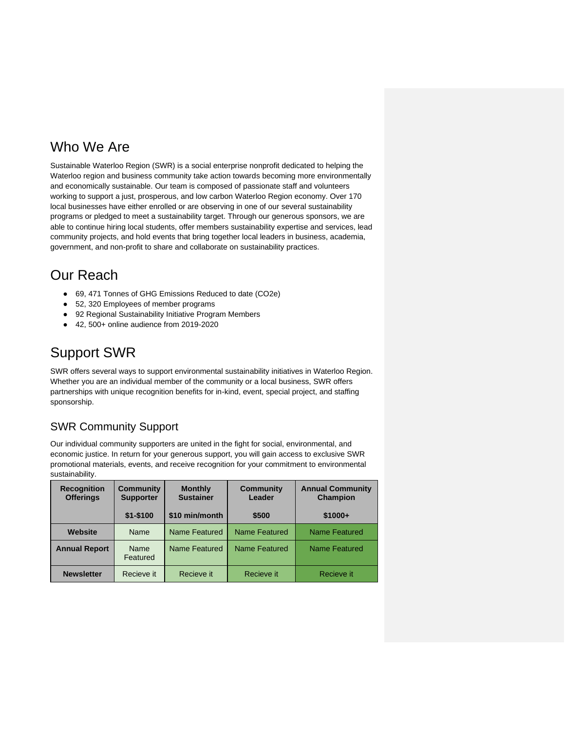# Who We Are

Sustainable Waterloo Region (SWR) is a social enterprise nonprofit dedicated to helping the Waterloo region and business community take action towards becoming more environmentally and economically sustainable. Our team is composed of passionate staff and volunteers working to support a just, prosperous, and low carbon Waterloo Region economy. Over 170 local businesses have either enrolled or are observing in one of our several sustainability programs or pledged to meet a sustainability target. Through our generous sponsors, we are able to continue hiring local students, offer members sustainability expertise and services, lead community projects, and hold events that bring together local leaders in business, academia, government, and non-profit to share and collaborate on sustainability practices.

# Our Reach

- 69, 471 Tonnes of GHG Emissions Reduced to date ($CO_2e$)
- 52, 320 Employees of member programs
- 92 Regional Sustainability Initiative Program Members
- 42, 500+ online audience from 2019-2020

# Support SWR

SWR offers several ways to support environmental sustainability initiatives in Waterloo Region. Whether you are an individual member of the community or a local business, SWR offers partnerships with unique recognition benefits for in-kind, event, special project, and staffing sponsorship.

## SWR Community Support

Our individual community supporters are united in the fight for social, environmental, and economic justice. In return for your generous support, you will gain access to exclusive SWR promotional materials, events, and receive recognition for your commitment to environmental sustainability.

| Recognition Offerings | Community Supporter $1-$100 | Monthly Sustainer $10 min/month | Community Leader $500 | Annual Community Champion $1000+ |
|---|---|---|---|---|
| **Website** | Name | Name Featured | Name Featured | Name Featured |
| **Annual Report** | Name Featured | Name Featured | Name Featured | Name Featured |
| **Newsletter** | Recieve it | Recieve it | Recieve it | Recieve it |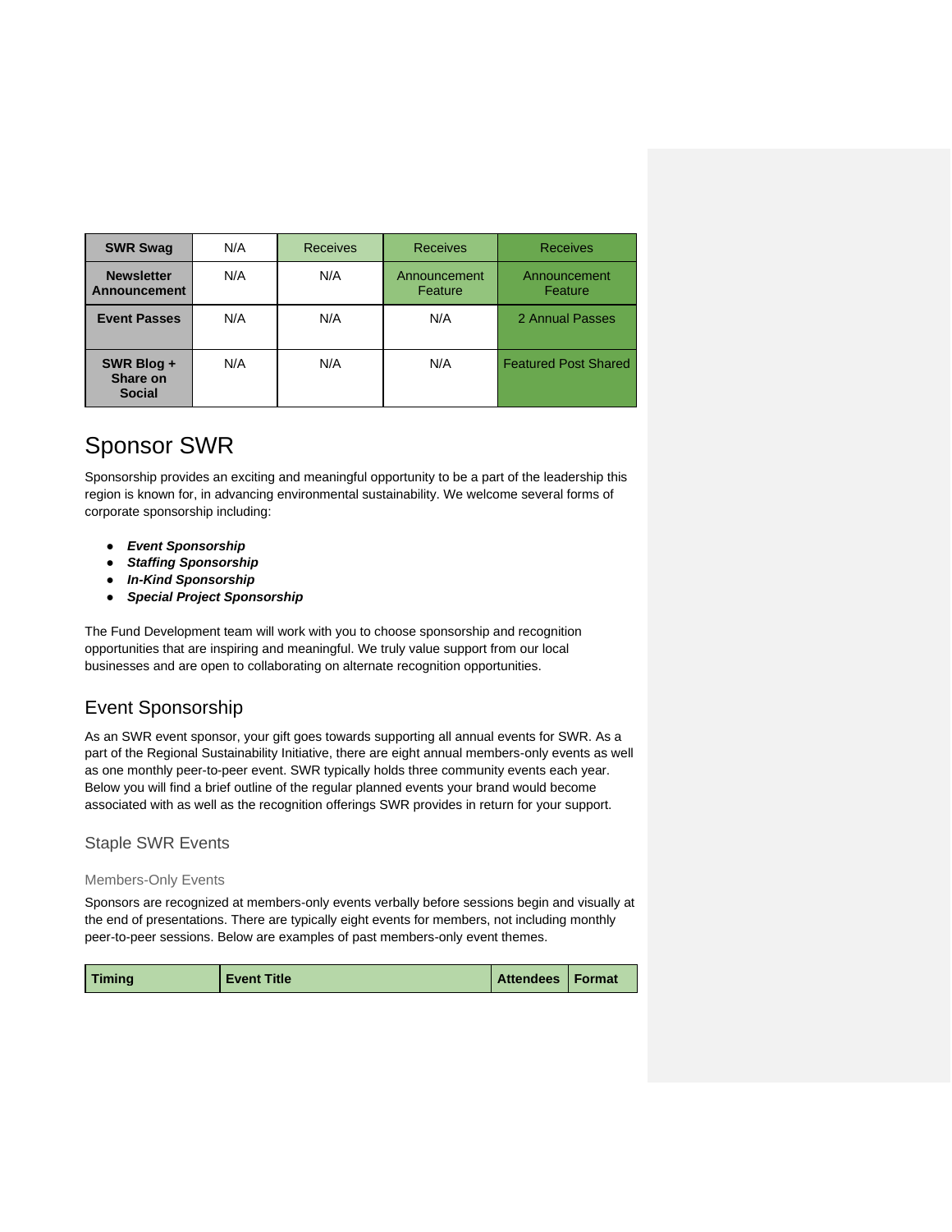| SWR Swag | N/A | Receives | Receives | Receives |
|---|---|---|---|---|
| Newsletter Announcement | N/A | N/A | Announcement Feature | Announcement Feature |
| Event Passes | N/A | N/A | N/A | 2 Annual Passes |
| SWR Blog + Share on Social | N/A | N/A | N/A | Featured Post Shared |

# Sponsor SWR

Sponsorship provides an exciting and meaningful opportunity to be a part of the leadership this region is known for, in advancing environmental sustainability. We welcome several forms of corporate sponsorship including:

- ***Event Sponsorship***
- ***Staffing Sponsorship***
- ***In-Kind Sponsorship***
- ***Special Project Sponsorship***

The Fund Development team will work with you to choose sponsorship and recognition opportunities that are inspiring and meaningful. We truly value support from our local businesses and are open to collaborating on alternate recognition opportunities.

## Event Sponsorship

As an SWR event sponsor, your gift goes towards supporting all annual events for SWR. As a part of the Regional Sustainability Initiative, there are eight annual members-only events as well as one monthly peer-to-peer event. SWR typically holds three community events each year. Below you will find a brief outline of the regular planned events your brand would become associated with as well as the recognition offerings SWR provides in return for your support.

### Staple SWR Events

#### Members-Only Events

Sponsors are recognized at members-only events verbally before sessions begin and visually at the end of presentations. There are typically eight events for members, not including monthly peer-to-peer sessions. Below are examples of past members-only event themes.

| Timing | Event Title | Attendees | Format |
|---|---|---|---|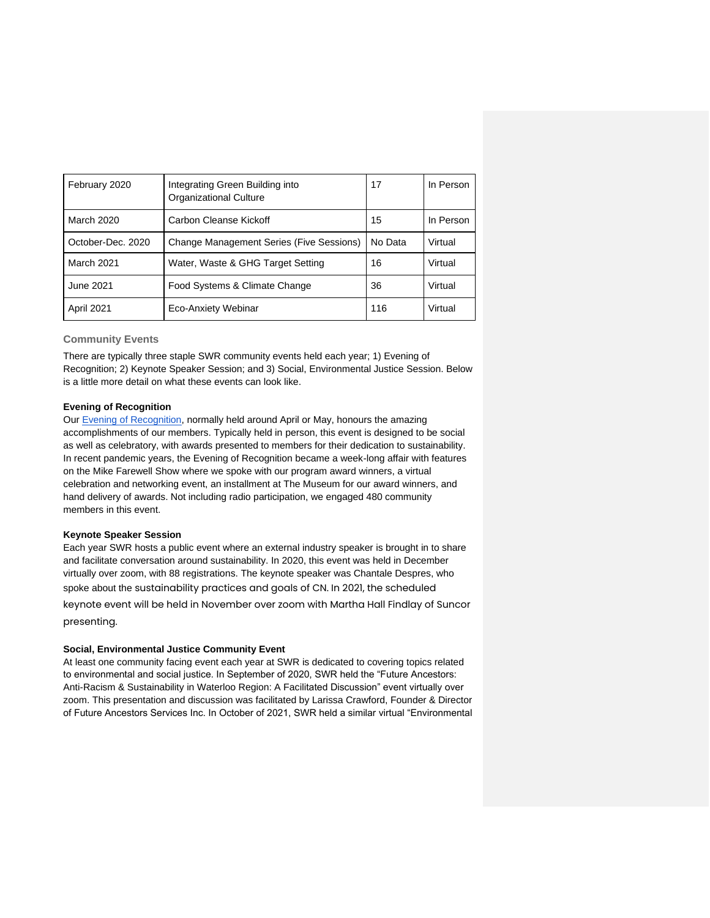| February 2020 | Integrating Green Building into Organizational Culture | 17 | In Person |
|---|---|---|---|
| March 2020 | Carbon Cleanse Kickoff | 15 | In Person |
| October-Dec. 2020 | Change Management Series (Five Sessions) | No Data | Virtual |
| March 2021 | Water, Waste & GHG Target Setting | 16 | Virtual |
| June 2021 | Food Systems & Climate Change | 36 | Virtual |
| April 2021 | Eco-Anxiety Webinar | 116 | Virtual |

### Community Events

There are typically three staple SWR community events held each year; 1) Evening of Recognition; 2) Keynote Speaker Session; and 3) Social, Environmental Justice Session. Below is a little more detail on what these events can look like.

**Evening of Recognition**

Our Evening of Recognition, normally held around April or May, honours the amazing accomplishments of our members. Typically held in person, this event is designed to be social as well as celebratory, with awards presented to members for their dedication to sustainability. In recent pandemic years, the Evening of Recognition became a week-long affair with features on the Mike Farewell Show where we spoke with our program award winners, a virtual celebration and networking event, an installment at The Museum for our award winners, and hand delivery of awards. Not including radio participation, we engaged 480 community members in this event.

**Keynote Speaker Session**

Each year SWR hosts a public event where an external industry speaker is brought in to share and facilitate conversation around sustainability. In 2020, this event was held in December virtually over zoom, with 88 registrations. The keynote speaker was Chantale Despres, who spoke about the sustainability practices and goals of CN. In 2021, the scheduled keynote event will be held in November over zoom with Martha Hall Findlay of Suncor presenting.

**Social, Environmental Justice Community Event**

At least one community facing event each year at SWR is dedicated to covering topics related to environmental and social justice. In September of 2020, SWR held the "Future Ancestors: Anti-Racism & Sustainability in Waterloo Region: A Facilitated Discussion" event virtually over zoom. This presentation and discussion was facilitated by Larissa Crawford, Founder & Director of Future Ancestors Services Inc. In October of 2021, SWR held a similar virtual "Environmental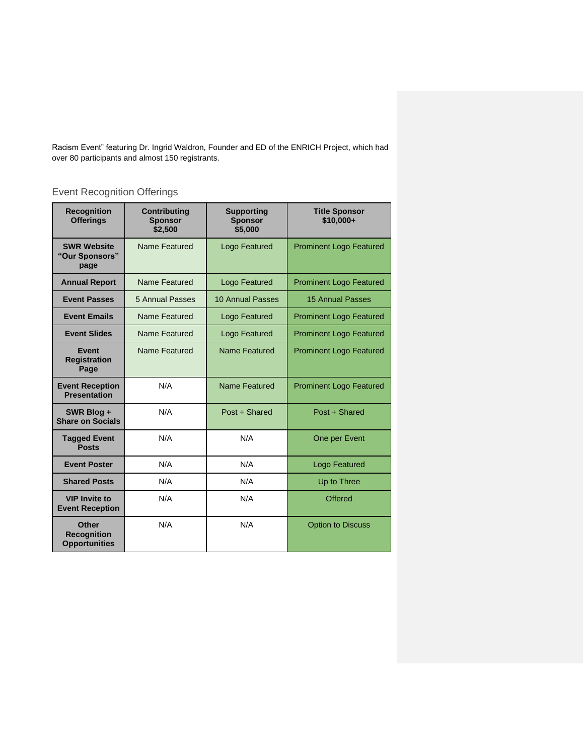Racism Event" featuring Dr. Ingrid Waldron, Founder and ED of the ENRICH Project, which had over 80 participants and almost 150 registrants.

## Event Recognition Offerings

| Recognition Offerings | Contributing Sponsor $2,500 | Supporting Sponsor $5,000 | Title Sponsor $10,000+ |
|---|---|---|---|
| **SWR Website "Our Sponsors" page** | Name Featured | Logo Featured | Prominent Logo Featured |
| **Annual Report** | Name Featured | Logo Featured | Prominent Logo Featured |
| **Event Passes** | 5 Annual Passes | 10 Annual Passes | 15 Annual Passes |
| **Event Emails** | Name Featured | Logo Featured | Prominent Logo Featured |
| **Event Slides** | Name Featured | Logo Featured | Prominent Logo Featured |
| **Event Registration Page** | Name Featured | Name Featured | Prominent Logo Featured |
| **Event Reception Presentation** | N/A | Name Featured | Prominent Logo Featured |
| **SWR Blog + Share on Socials** | N/A | Post + Shared | Post + Shared |
| **Tagged Event Posts** | N/A | N/A | One per Event |
| **Event Poster** | N/A | N/A | Logo Featured |
| **Shared Posts** | N/A | N/A | Up to Three |
| **VIP Invite to Event Reception** | N/A | N/A | Offered |
| **Other Recognition Opportunities** | N/A | N/A | Option to Discuss |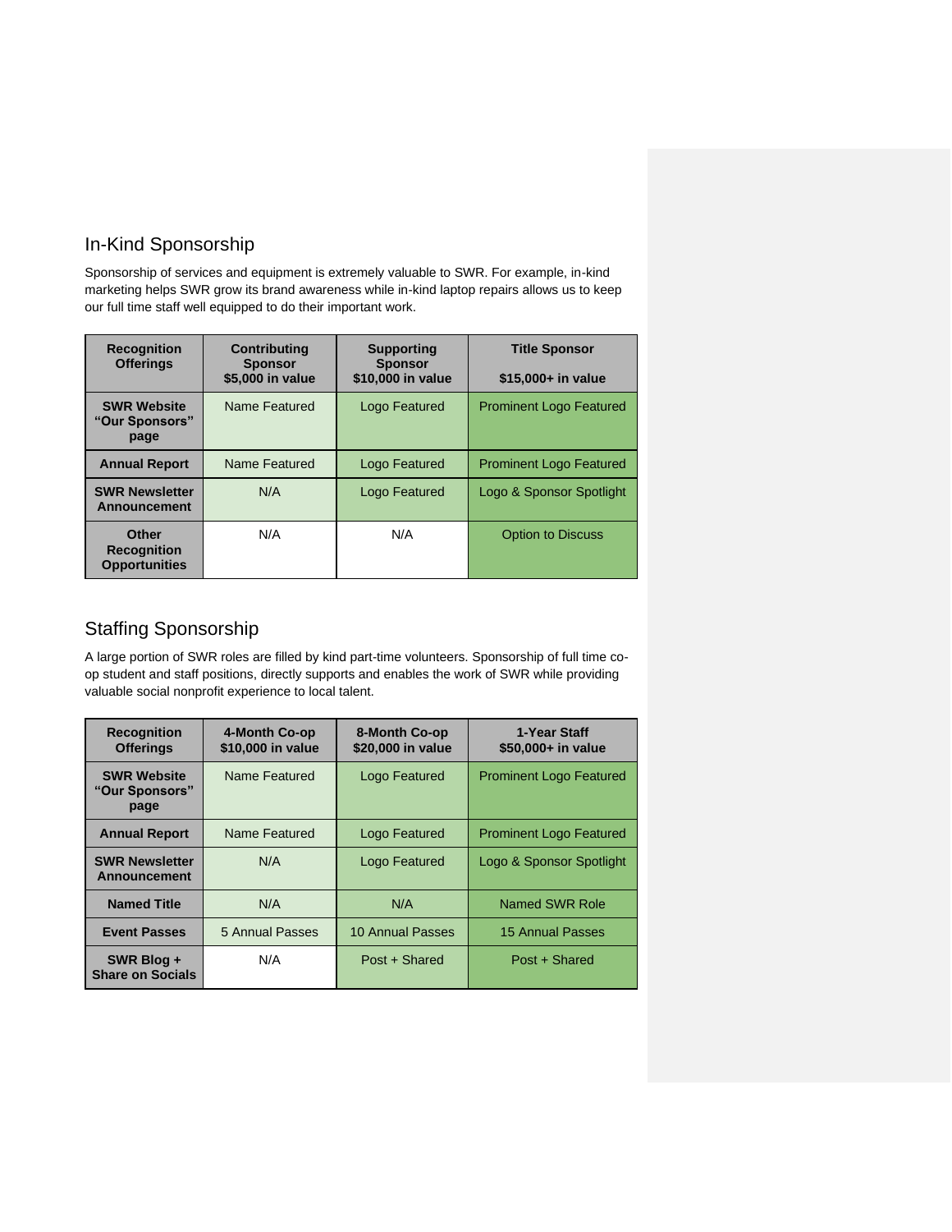## In-Kind Sponsorship

Sponsorship of services and equipment is extremely valuable to SWR. For example, in-kind marketing helps SWR grow its brand awareness while in-kind laptop repairs allows us to keep our full time staff well equipped to do their important work.

| Recognition Offerings | Contributing Sponsor $5,000 in value | Supporting Sponsor $10,000 in value | Title Sponsor $15,000+ in value |
|---|---|---|---|
| **SWR Website "Our Sponsors" page** | Name Featured | Logo Featured | Prominent Logo Featured |
| **Annual Report** | Name Featured | Logo Featured | Prominent Logo Featured |
| **SWR Newsletter Announcement** | N/A | Logo Featured | Logo & Sponsor Spotlight |
| **Other Recognition Opportunities** | N/A | N/A | Option to Discuss |

## Staffing Sponsorship

A large portion of SWR roles are filled by kind part-time volunteers. Sponsorship of full time co-op student and staff positions, directly supports and enables the work of SWR while providing valuable social nonprofit experience to local talent.

| Recognition Offerings | 4-Month Co-op $10,000 in value | 8-Month Co-op $20,000 in value | 1-Year Staff $50,000+ in value |
|---|---|---|---|
| **SWR Website "Our Sponsors" page** | Name Featured | Logo Featured | Prominent Logo Featured |
| **Annual Report** | Name Featured | Logo Featured | Prominent Logo Featured |
| **SWR Newsletter Announcement** | N/A | Logo Featured | Logo & Sponsor Spotlight |
| **Named Title** | N/A | N/A | Named SWR Role |
| **Event Passes** | 5 Annual Passes | 10 Annual Passes | 15 Annual Passes |
| **SWR Blog + Share on Socials** | N/A | Post + Shared | Post + Shared |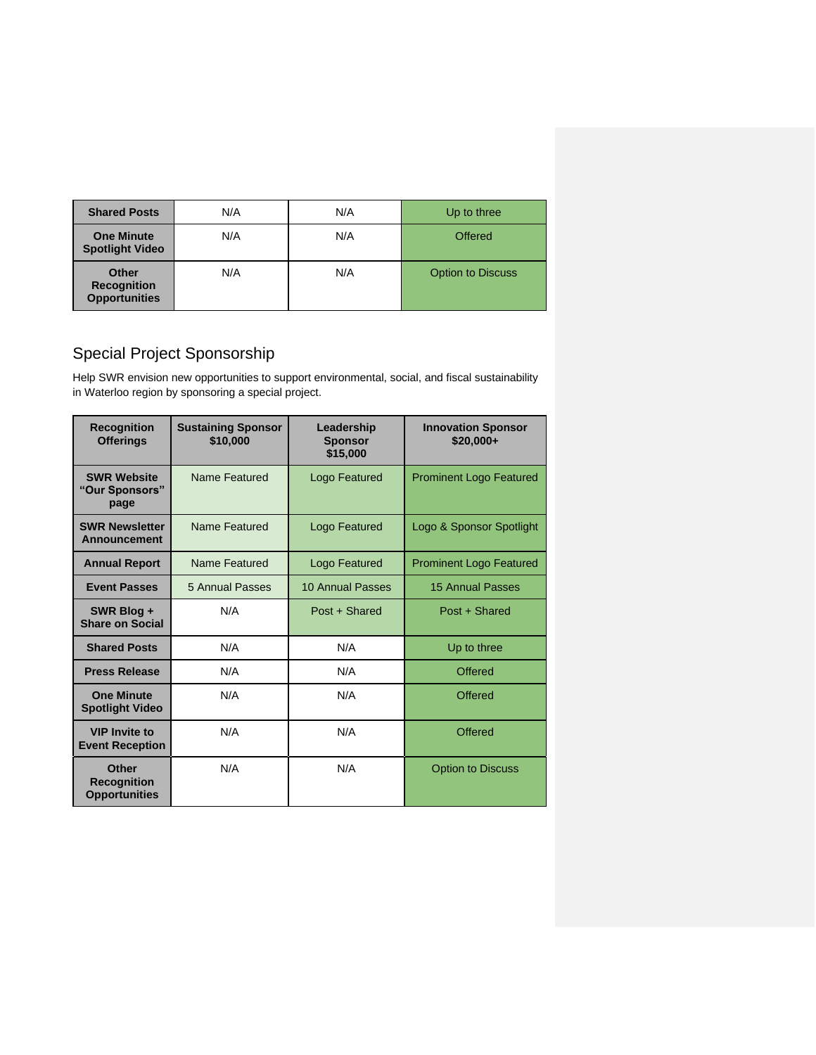| Shared Posts | N/A | N/A | Up to three |
|---|---|---|---|
| One Minute Spotlight Video | N/A | N/A | Offered |
| Other Recognition Opportunities | N/A | N/A | Option to Discuss |

## Special Project Sponsorship

Help SWR envision new opportunities to support environmental, social, and fiscal sustainability in Waterloo region by sponsoring a special project.

| Recognition Offerings | Sustaining Sponsor $10,000 | Leadership Sponsor $15,000 | Innovation Sponsor $20,000+ |
|---|---|---|---|
| SWR Website "Our Sponsors" page | Name Featured | Logo Featured | Prominent Logo Featured |
| SWR Newsletter Announcement | Name Featured | Logo Featured | Logo & Sponsor Spotlight |
| Annual Report | Name Featured | Logo Featured | Prominent Logo Featured |
| Event Passes | 5 Annual Passes | 10 Annual Passes | 15 Annual Passes |
| SWR Blog + Share on Social | N/A | Post + Shared | Post + Shared |
| Shared Posts | N/A | N/A | Up to three |
| Press Release | N/A | N/A | Offered |
| One Minute Spotlight Video | N/A | N/A | Offered |
| VIP Invite to Event Reception | N/A | N/A | Offered |
| Other Recognition Opportunities | N/A | N/A | Option to Discuss |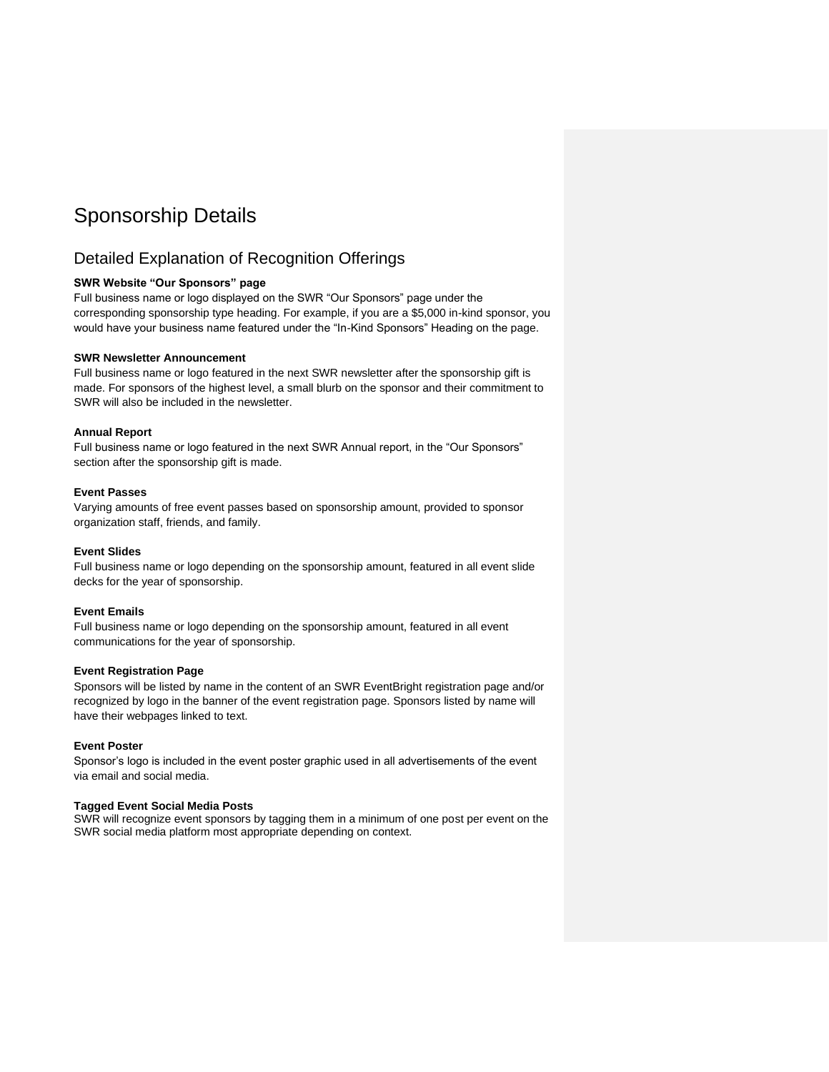# Sponsorship Details

## Detailed Explanation of Recognition Offerings

**SWR Website "Our Sponsors" page**
Full business name or logo displayed on the SWR "Our Sponsors" page under the corresponding sponsorship type heading. For example, if you are a $5,000 in-kind sponsor, you would have your business name featured under the "In-Kind Sponsors" Heading on the page.

**SWR Newsletter Announcement**
Full business name or logo featured in the next SWR newsletter after the sponsorship gift is made. For sponsors of the highest level, a small blurb on the sponsor and their commitment to SWR will also be included in the newsletter.

**Annual Report**
Full business name or logo featured in the next SWR Annual report, in the "Our Sponsors" section after the sponsorship gift is made.

**Event Passes**
Varying amounts of free event passes based on sponsorship amount, provided to sponsor organization staff, friends, and family.

**Event Slides**
Full business name or logo depending on the sponsorship amount, featured in all event slide decks for the year of sponsorship.

**Event Emails**
Full business name or logo depending on the sponsorship amount, featured in all event communications for the year of sponsorship.

**Event Registration Page**
Sponsors will be listed by name in the content of an SWR EventBright registration page and/or recognized by logo in the banner of the event registration page. Sponsors listed by name will have their webpages linked to text.

**Event Poster**
Sponsor's logo is included in the event poster graphic used in all advertisements of the event via email and social media.

**Tagged Event Social Media Posts**
SWR will recognize event sponsors by tagging them in a minimum of one post per event on the SWR social media platform most appropriate depending on context.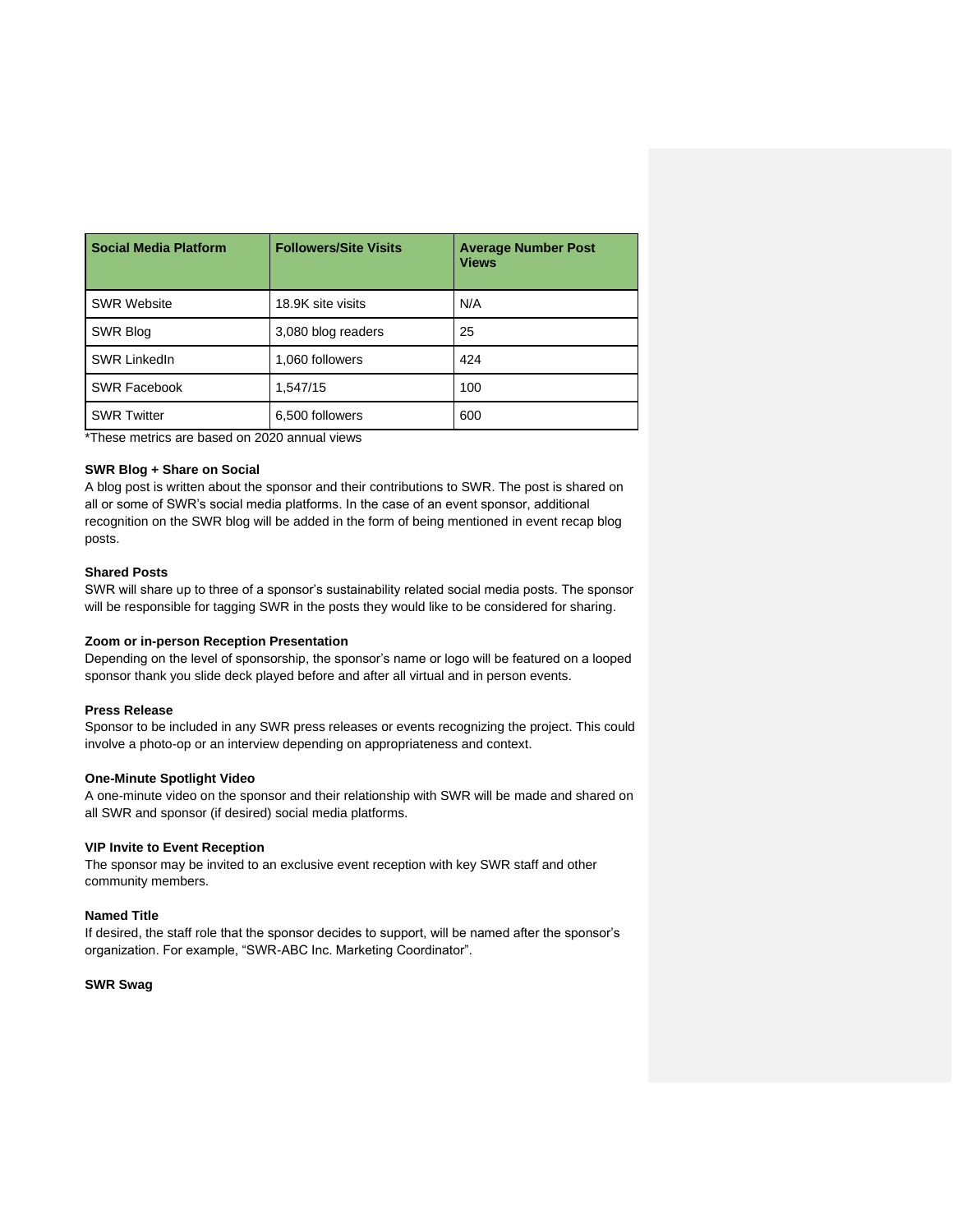| Social Media Platform | Followers/Site Visits | Average Number Post Views |
| --- | --- | --- |
| SWR Website | 18.9K site visits | N/A |
| SWR Blog | 3,080 blog readers | 25 |
| SWR LinkedIn | 1,060 followers | 424 |
| SWR Facebook | 1,547/15 | 100 |
| SWR Twitter | 6,500 followers | 600 |

*These metrics are based on 2020 annual views

**SWR Blog + Share on Social**

A blog post is written about the sponsor and their contributions to SWR. The post is shared on all or some of SWR's social media platforms. In the case of an event sponsor, additional recognition on the SWR blog will be added in the form of being mentioned in event recap blog posts.

**Shared Posts**

SWR will share up to three of a sponsor's sustainability related social media posts. The sponsor will be responsible for tagging SWR in the posts they would like to be considered for sharing.

**Zoom or in-person Reception Presentation**

Depending on the level of sponsorship, the sponsor's name or logo will be featured on a looped sponsor thank you slide deck played before and after all virtual and in person events.

**Press Release**

Sponsor to be included in any SWR press releases or events recognizing the project. This could involve a photo-op or an interview depending on appropriateness and context.

**One-Minute Spotlight Video**

A one-minute video on the sponsor and their relationship with SWR will be made and shared on all SWR and sponsor (if desired) social media platforms.

**VIP Invite to Event Reception**

The sponsor may be invited to an exclusive event reception with key SWR staff and other community members.

**Named Title**

If desired, the staff role that the sponsor decides to support, will be named after the sponsor's organization. For example, "SWR-ABC Inc. Marketing Coordinator".

**SWR Swag**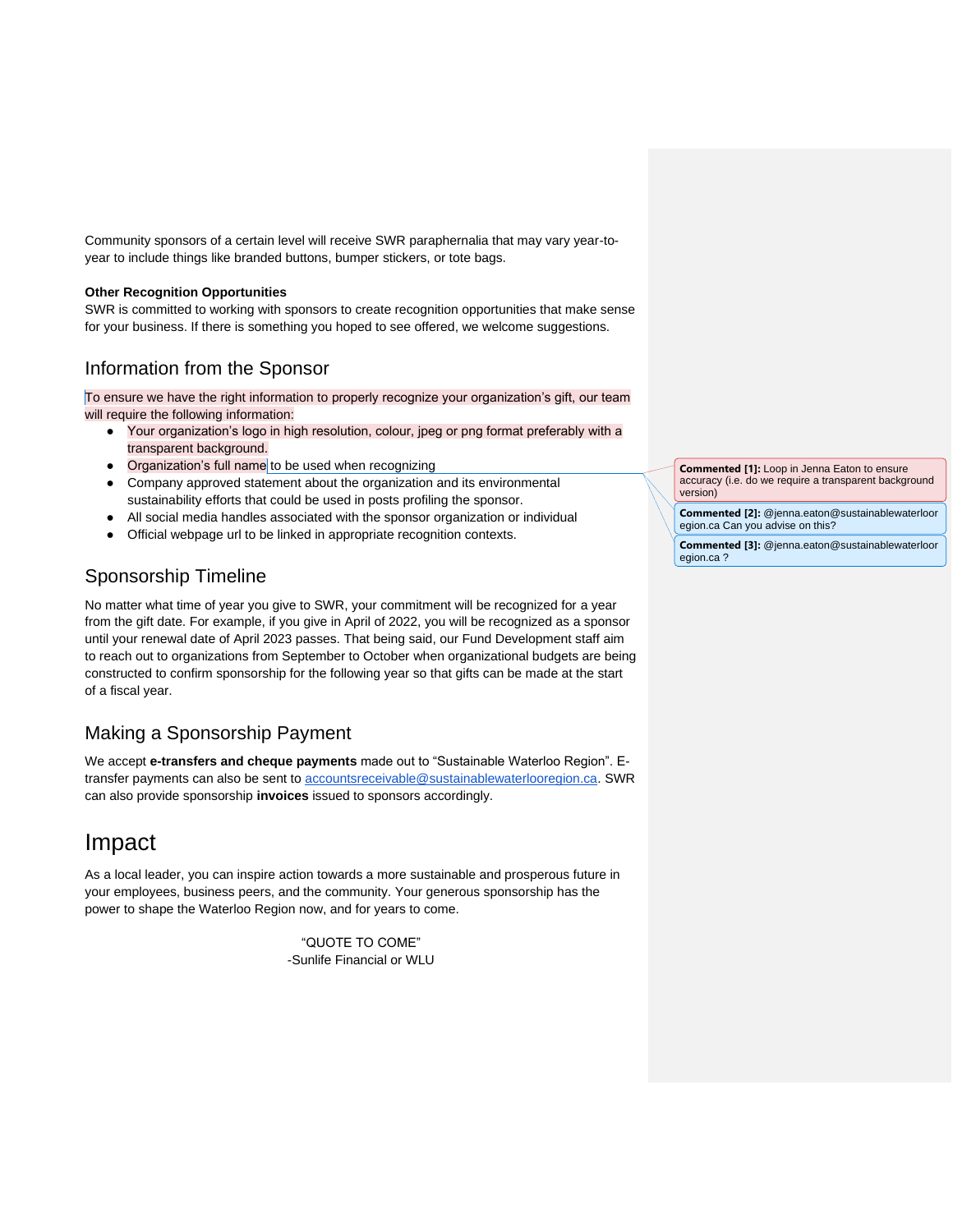Community sponsors of a certain level will receive SWR paraphernalia that may vary year-to-year to include things like branded buttons, bumper stickers, or tote bags.

**Other Recognition Opportunities**

SWR is committed to working with sponsors to create recognition opportunities that make sense for your business. If there is something you hoped to see offered, we welcome suggestions.

## Information from the Sponsor

To ensure we have the right information to properly recognize your organization's gift, our team will require the following information:

- Your organization's logo in high resolution, colour, jpeg or png format preferably with a transparent background.
- Organization's full name to be used when recognizing
- Company approved statement about the organization and its environmental sustainability efforts that could be used in posts profiling the sponsor.
- All social media handles associated with the sponsor organization or individual
- Official webpage url to be linked in appropriate recognition contexts.

**Commented [1]:** Loop in Jenna Eaton to ensure accuracy (i.e. do we require a transparent background version)

**Commented [2]:** @jenna.eaton@sustainablewaterlooregion.ca Can you advise on this?

**Commented [3]:** @jenna.eaton@sustainablewaterlooregion.ca ?

## Sponsorship Timeline

No matter what time of year you give to SWR, your commitment will be recognized for a year from the gift date. For example, if you give in April of 2022, you will be recognized as a sponsor until your renewal date of April 2023 passes. That being said, our Fund Development staff aim to reach out to organizations from September to October when organizational budgets are being constructed to confirm sponsorship for the following year so that gifts can be made at the start of a fiscal year.

## Making a Sponsorship Payment

We accept **e-transfers and cheque payments** made out to "Sustainable Waterloo Region". E-transfer payments can also be sent to accountsreceivable@sustainablewaterlooregion.ca. SWR can also provide sponsorship **invoices** issued to sponsors accordingly.

# Impact

As a local leader, you can inspire action towards a more sustainable and prosperous future in your employees, business peers, and the community. Your generous sponsorship has the power to shape the Waterloo Region now, and for years to come.

"QUOTE TO COME"
-Sunlife Financial or WLU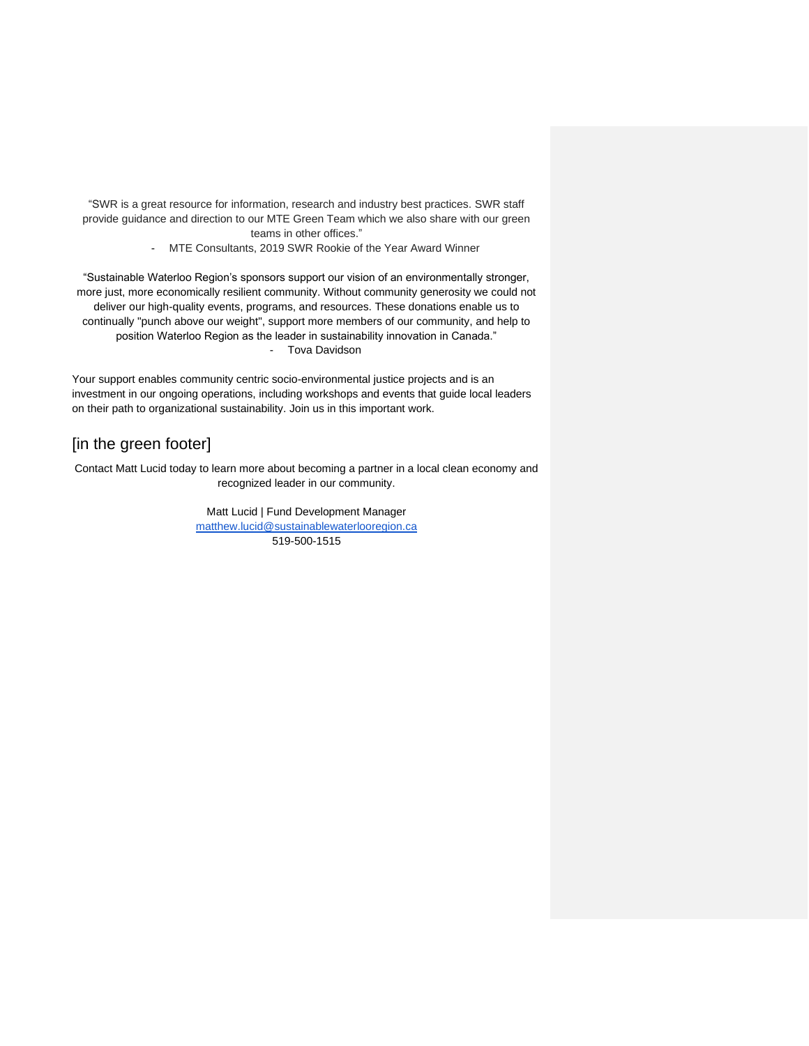"SWR is a great resource for information, research and industry best practices. SWR staff provide guidance and direction to our MTE Green Team which we also share with our green teams in other offices."

- MTE Consultants, 2019 SWR Rookie of the Year Award Winner

"Sustainable Waterloo Region's sponsors support our vision of an environmentally stronger, more just, more economically resilient community. Without community generosity we could not deliver our high-quality events, programs, and resources. These donations enable us to continually "punch above our weight", support more members of our community, and help to position Waterloo Region as the leader in sustainability innovation in Canada."

- Tova Davidson

Your support enables community centric socio-environmental justice projects and is an investment in our ongoing operations, including workshops and events that guide local leaders on their path to organizational sustainability. Join us in this important work.

## [in the green footer]

Contact Matt Lucid today to learn more about becoming a partner in a local clean economy and recognized leader in our community.

Matt Lucid | Fund Development Manager
matthew.lucid@sustainablewaterlooregion.ca
519-500-1515